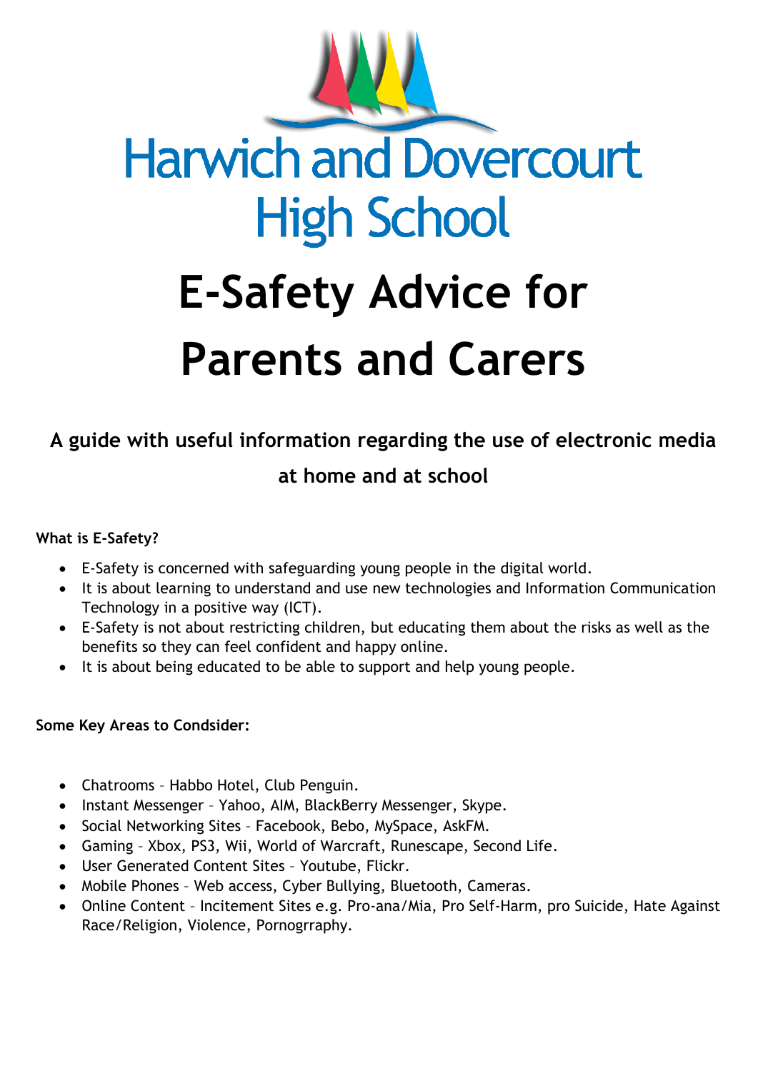# Harwich and Dovercourt High School

# E-Safety Advice for Parents and Carers

## A guide with useful information regarding the use of electronic media at home and at school

**What is E-Safety?**

- E-Safety is concerned with safeguarding young people in the digital world.
- It is about learning to understand and use new technologies and Information Communication Technology in a positive way (ICT).
- E-Safety is not about restricting children, but educating them about the risks as well as the benefits so they can feel confident and happy online.
- It is about being educated to be able to support and help young people.

**Some Key Areas to Condsider:**

- Chatrooms – Habbo Hotel, Club Penguin.
- Instant Messenger – Yahoo, AIM, BlackBerry Messenger, Skype.
- Social Networking Sites – Facebook, Bebo, MySpace, AskFM.
- Gaming – Xbox, PS3, Wii, World of Warcraft, Runescape, Second Life.
- User Generated Content Sites – Youtube, Flickr.
- Mobile Phones – Web access, Cyber Bullying, Bluetooth, Cameras.
- Online Content – Incitement Sites e.g. Pro-ana/Mia, Pro Self-Harm, pro Suicide, Hate Against Race/Religion, Violence, Pornogrraphy.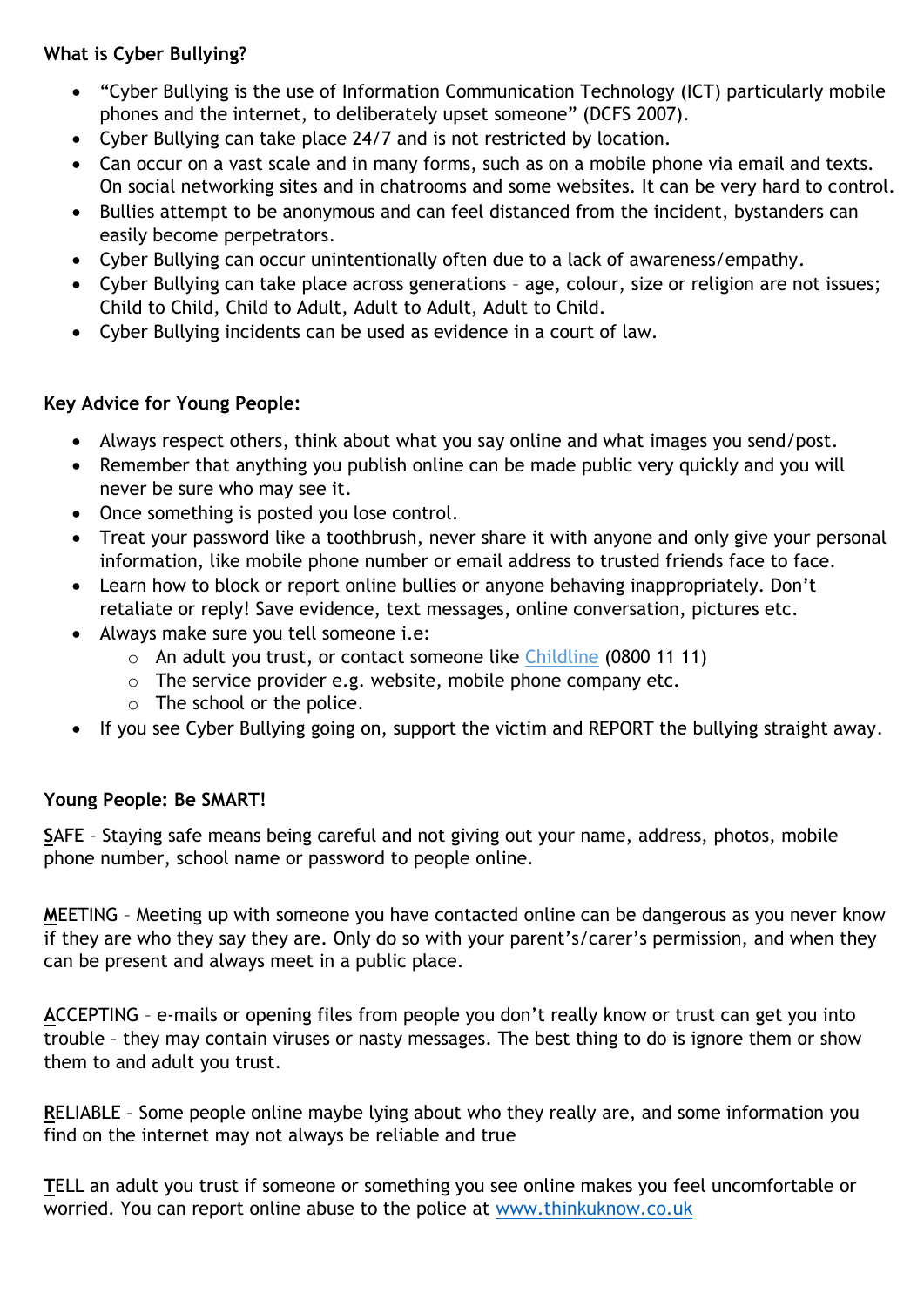**What is Cyber Bullying?**

- "Cyber Bullying is the use of Information Communication Technology (ICT) particularly mobile phones and the internet, to deliberately upset someone" (DCFS 2007).
- Cyber Bullying can take place 24/7 and is not restricted by location.
- Can occur on a vast scale and in many forms, such as on a mobile phone via email and texts. On social networking sites and in chatrooms and some websites. It can be very hard to control.
- Bullies attempt to be anonymous and can feel distanced from the incident, bystanders can easily become perpetrators.
- Cyber Bullying can occur unintentionally often due to a lack of awareness/empathy.
- Cyber Bullying can take place across generations – age, colour, size or religion are not issues; Child to Child, Child to Adult, Adult to Adult, Adult to Child.
- Cyber Bullying incidents can be used as evidence in a court of law.

**Key Advice for Young People:**

- Always respect others, think about what you say online and what images you send/post.
- Remember that anything you publish online can be made public very quickly and you will never be sure who may see it.
- Once something is posted you lose control.
- Treat your password like a toothbrush, never share it with anyone and only give your personal information, like mobile phone number or email address to trusted friends face to face.
- Learn how to block or report online bullies or anyone behaving inappropriately. Don't retaliate or reply! Save evidence, text messages, online conversation, pictures etc.
- Always make sure you tell someone i.e:
  - An adult you trust, or contact someone like Childline (0800 11 11)
  - The service provider e.g. website, mobile phone company etc.
  - The school or the police.
- If you see Cyber Bullying going on, support the victim and REPORT the bullying straight away.

**Young People: Be SMART!**

**S**AFE – Staying safe means being careful and not giving out your name, address, photos, mobile phone number, school name or password to people online.

**M**EETING – Meeting up with someone you have contacted online can be dangerous as you never know if they are who they say they are. Only do so with your parent's/carer's permission, and when they can be present and always meet in a public place.

**A**CCEPTING – e-mails or opening files from people you don't really know or trust can get you into trouble – they may contain viruses or nasty messages. The best thing to do is ignore them or show them to and adult you trust.

**R**ELIABLE – Some people online maybe lying about who they really are, and some information you find on the internet may not always be reliable and true

**T**ELL an adult you trust if someone or something you see online makes you feel uncomfortable or worried. You can report online abuse to the police at www.thinkuknow.co.uk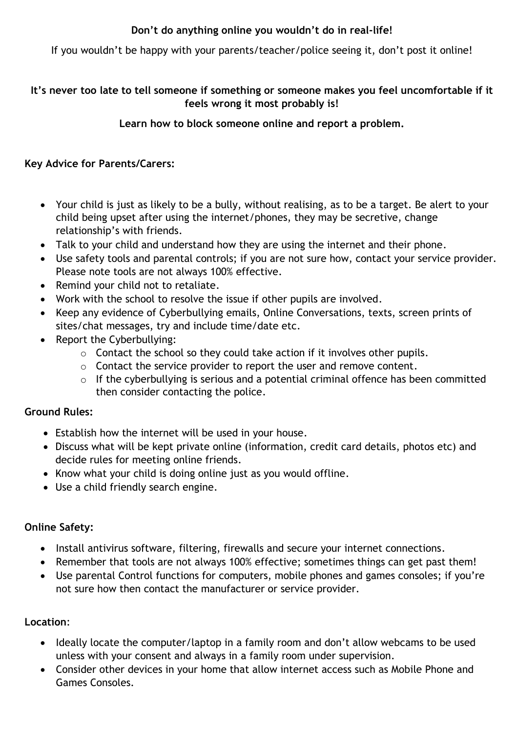**Don't do anything online you wouldn't do in real-life!**

If you wouldn't be happy with your parents/teacher/police seeing it, don't post it online!

**It's never too late to tell someone if something or someone makes you feel uncomfortable if it feels wrong it most probably is!**

**Learn how to block someone online and report a problem.**

**Key Advice for Parents/Carers:**

- Your child is just as likely to be a bully, without realising, as to be a target. Be alert to your child being upset after using the internet/phones, they may be secretive, change relationship's with friends.
- Talk to your child and understand how they are using the internet and their phone.
- Use safety tools and parental controls; if you are not sure how, contact your service provider. Please note tools are not always 100% effective.
- Remind your child not to retaliate.
- Work with the school to resolve the issue if other pupils are involved.
- Keep any evidence of Cyberbullying emails, Online Conversations, texts, screen prints of sites/chat messages, try and include time/date etc.
- Report the Cyberbullying:
    - Contact the school so they could take action if it involves other pupils.
    - Contact the service provider to report the user and remove content.
    - If the cyberbullying is serious and a potential criminal offence has been committed then consider contacting the police.

**Ground Rules:**

- Establish how the internet will be used in your house.
- Discuss what will be kept private online (information, credit card details, photos etc) and decide rules for meeting online friends.
- Know what your child is doing online just as you would offline.
- Use a child friendly search engine.

**Online Safety:**

- Install antivirus software, filtering, firewalls and secure your internet connections.
- Remember that tools are not always 100% effective; sometimes things can get past them!
- Use parental Control functions for computers, mobile phones and games consoles; if you're not sure how then contact the manufacturer or service provider.

**Location**:

- Ideally locate the computer/laptop in a family room and don't allow webcams to be used unless with your consent and always in a family room under supervision.
- Consider other devices in your home that allow internet access such as Mobile Phone and Games Consoles.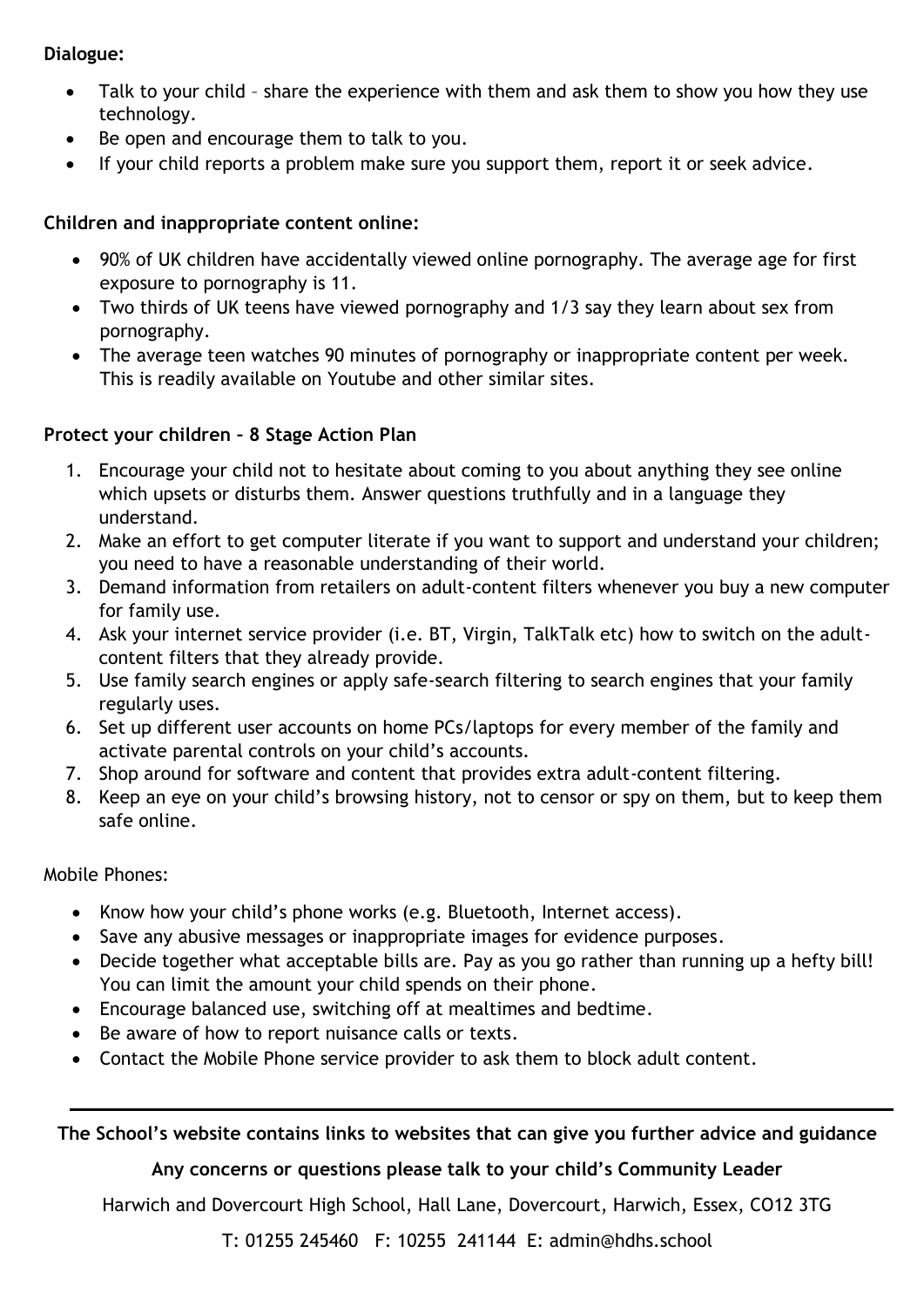**Dialogue:**

- Talk to your child – share the experience with them and ask them to show you how they use technology.
- Be open and encourage them to talk to you.
- If your child reports a problem make sure you support them, report it or seek advice.

**Children and inappropriate content online:**

- 90% of UK children have accidentally viewed online pornography. The average age for first exposure to pornography is 11.
- Two thirds of UK teens have viewed pornography and 1/3 say they learn about sex from pornography.
- The average teen watches 90 minutes of pornography or inappropriate content per week. This is readily available on Youtube and other similar sites.

**Protect your children – 8 Stage Action Plan**

1. Encourage your child not to hesitate about coming to you about anything they see online which upsets or disturbs them. Answer questions truthfully and in a language they understand.
2. Make an effort to get computer literate if you want to support and understand your children; you need to have a reasonable understanding of their world.
3. Demand information from retailers on adult-content filters whenever you buy a new computer for family use.
4. Ask your internet service provider (i.e. BT, Virgin, TalkTalk etc) how to switch on the adult-content filters that they already provide.
5. Use family search engines or apply safe-search filtering to search engines that your family regularly uses.
6. Set up different user accounts on home PCs/laptops for every member of the family and activate parental controls on your child's accounts.
7. Shop around for software and content that provides extra adult-content filtering.
8. Keep an eye on your child's browsing history, not to censor or spy on them, but to keep them safe online.

Mobile Phones:

- Know how your child's phone works (e.g. Bluetooth, Internet access).
- Save any abusive messages or inappropriate images for evidence purposes.
- Decide together what acceptable bills are. Pay as you go rather than running up a hefty bill! You can limit the amount your child spends on their phone.
- Encourage balanced use, switching off at mealtimes and bedtime.
- Be aware of how to report nuisance calls or texts.
- Contact the Mobile Phone service provider to ask them to block adult content.

---

**The School's website contains links to websites that can give you further advice and guidance**

**Any concerns or questions please talk to your child's Community Leader**

Harwich and Dovercourt High School, Hall Lane, Dovercourt, Harwich, Essex, CO12 3TG

T: 01255 245460 F: 10255 241144 E: admin@hdhs.school